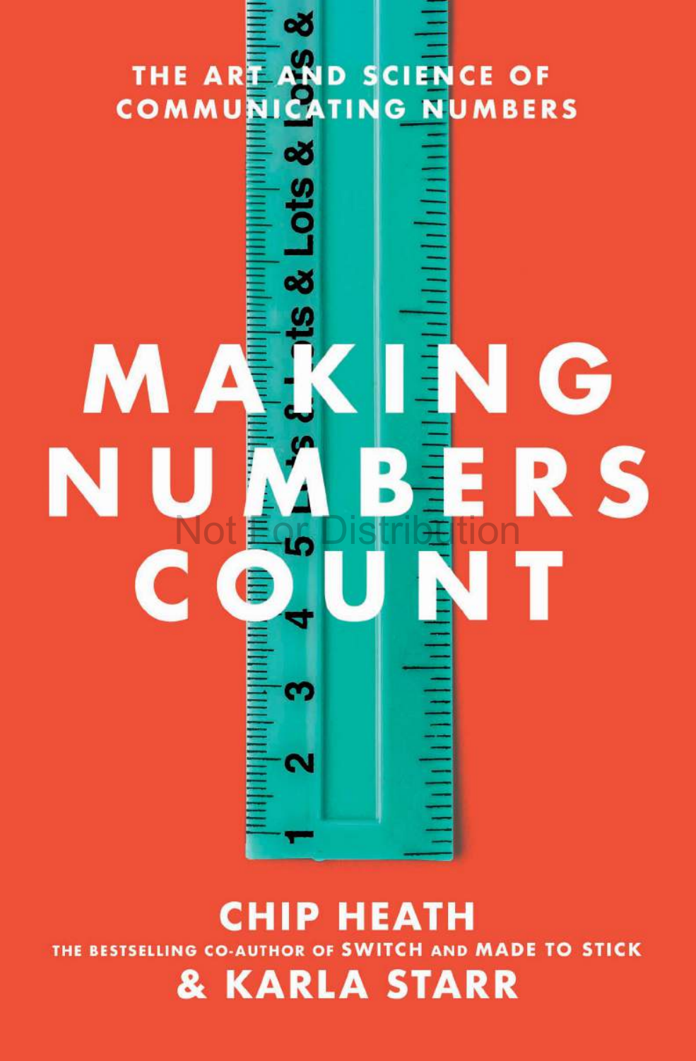THE ART AND SCIENCE OF COMMUNICATING NUMBERS

# MAKING NUMBERS COUNT

Not For Distribution

**CHIP HEATH**

THE BESTSELLING CO-AUTHOR OF SWITCH AND MADE TO STICK

**& KARLA STARR**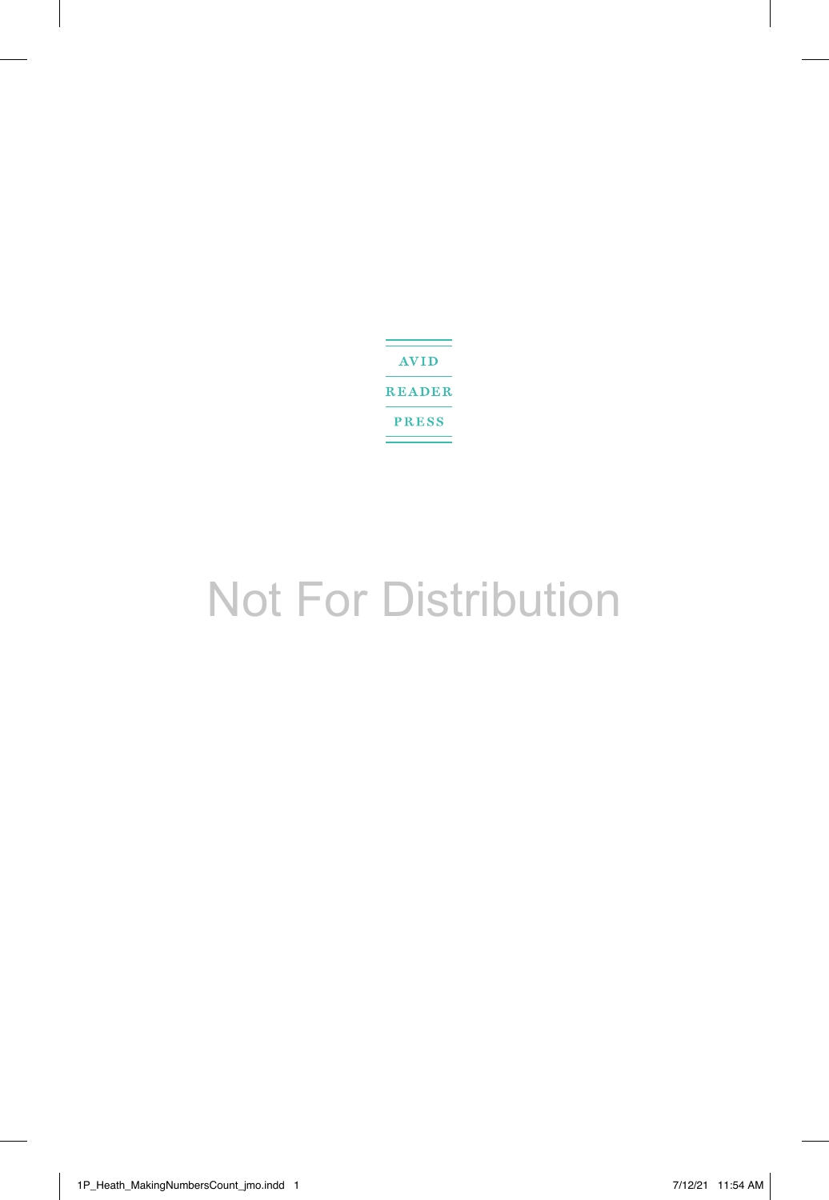AVID

READER

PRESS

Not For Distribution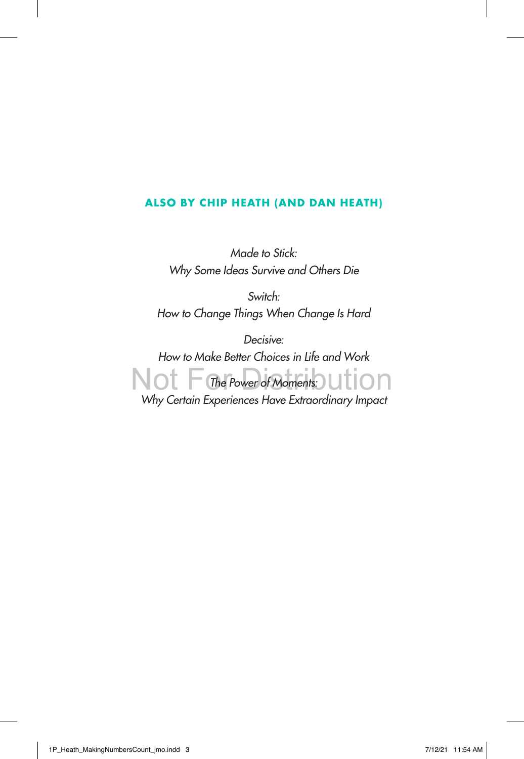**ALSO BY CHIP HEATH (AND DAN HEATH)**

*Made to Stick:*
*Why Some Ideas Survive and Others Die*

*Switch:*
*How to Change Things When Change Is Hard*

*Decisive:*
*How to Make Better Choices in Life and Work*

*The Power of Moments:*
*Why Certain Experiences Have Extraordinary Impact*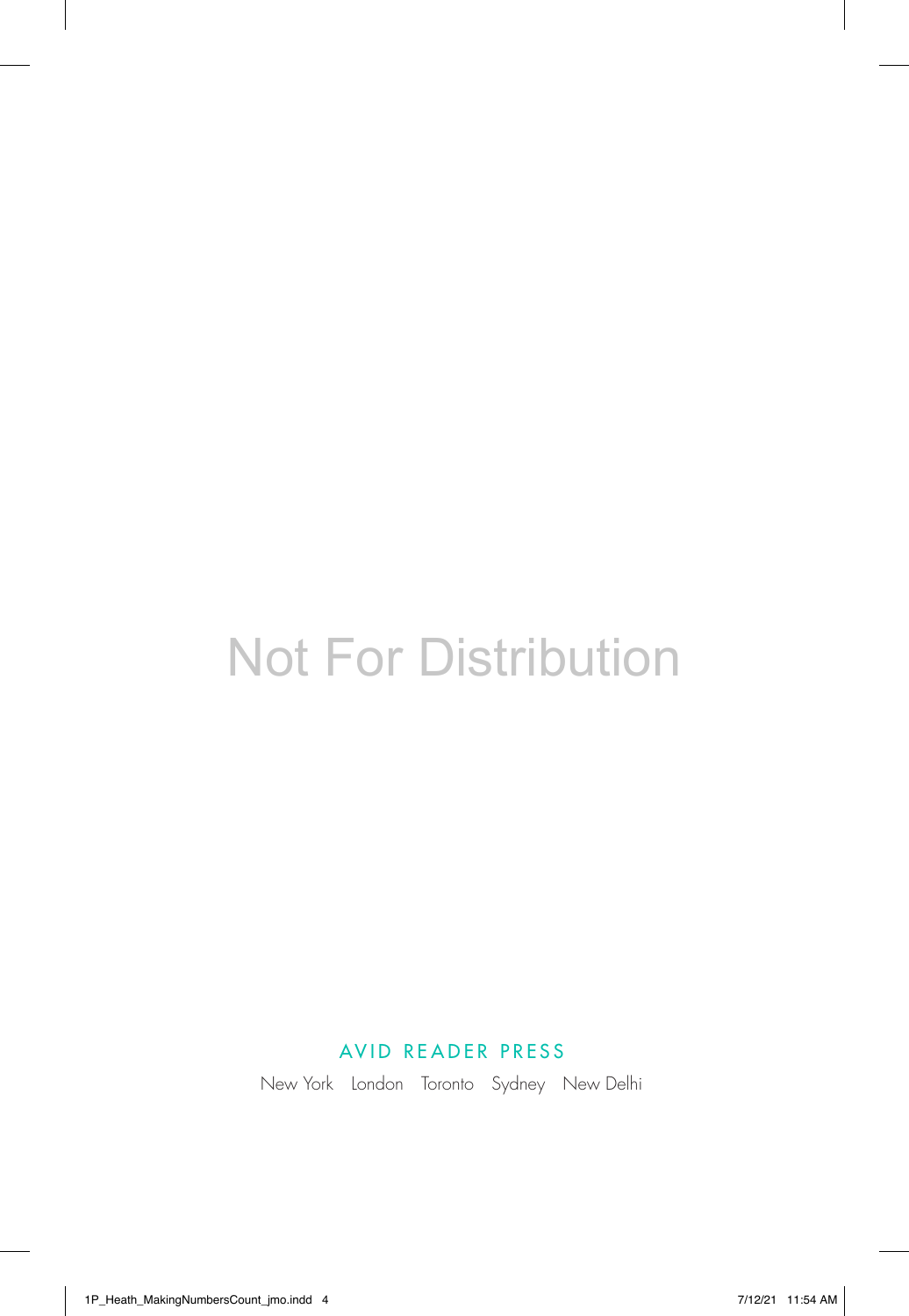Not For Distribution

AVID READER PRESS

New York London Toronto Sydney New Delhi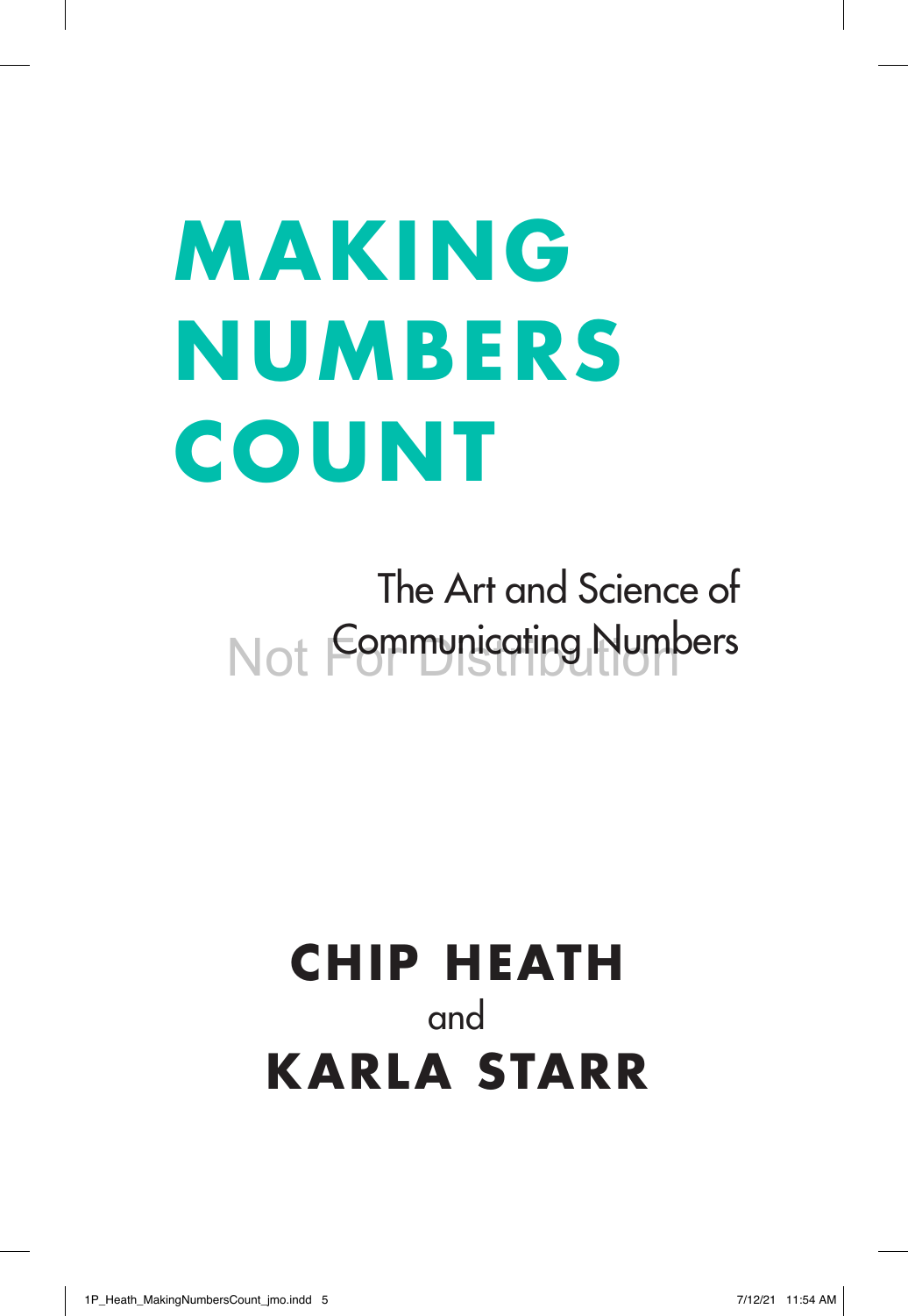# MAKING NUMBERS COUNT

The Art and Science of Communicating Numbers

Not For Distribution

**CHIP HEATH**
and
**KARLA STARR**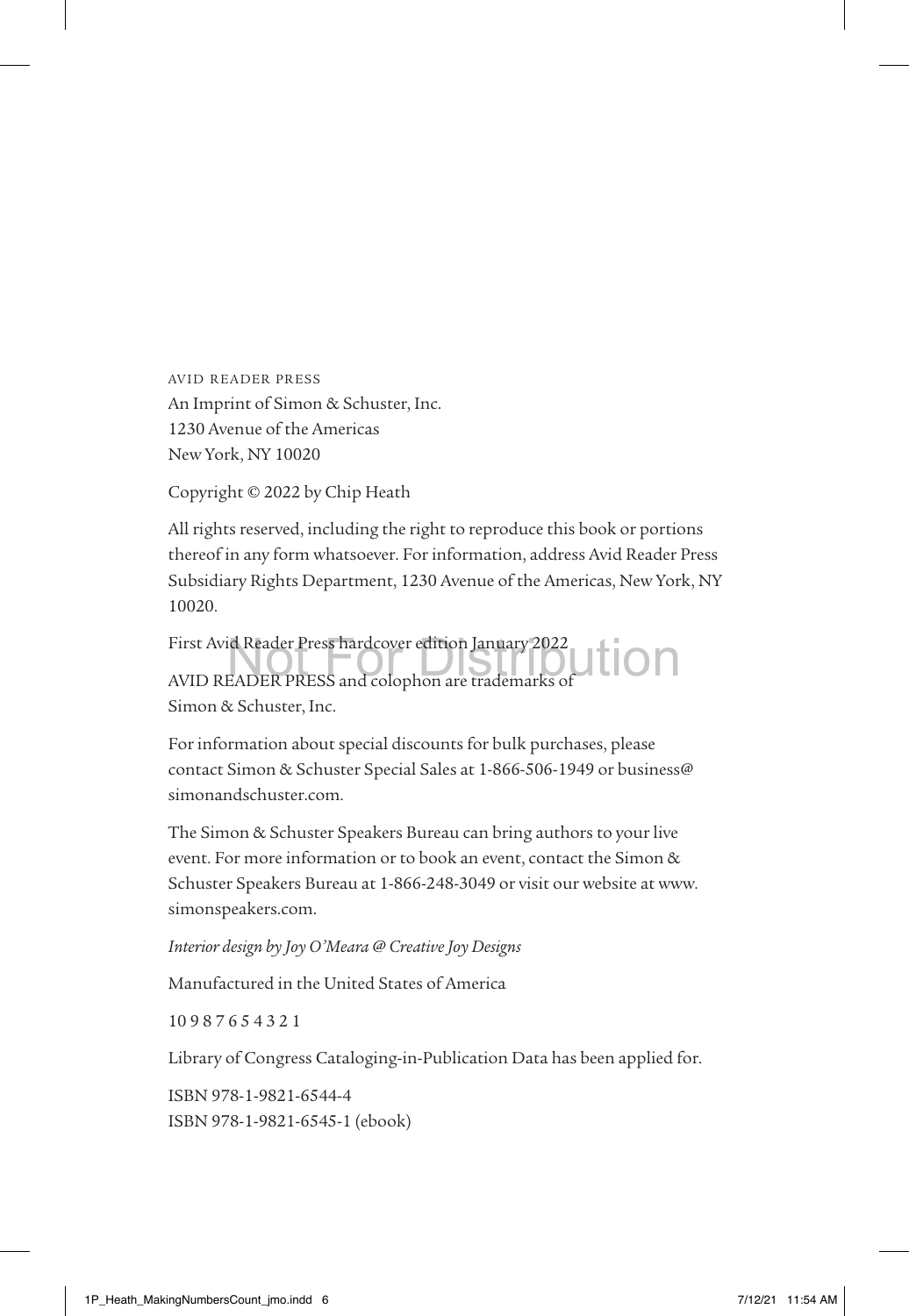AVID READER PRESS

An Imprint of Simon & Schuster, Inc.
1230 Avenue of the Americas
New York, NY 10020

Copyright © 2022 by Chip Heath

All rights reserved, including the right to reproduce this book or portions thereof in any form whatsoever. For information, address Avid Reader Press Subsidiary Rights Department, 1230 Avenue of the Americas, New York, NY 10020.

First Avid Reader Press hardcover edition January 2022

AVID READER PRESS and colophon are trademarks of Simon & Schuster, Inc.

For information about special discounts for bulk purchases, please contact Simon & Schuster Special Sales at 1-866-506-1949 or business@simonandschuster.com.

The Simon & Schuster Speakers Bureau can bring authors to your live event. For more information or to book an event, contact the Simon & Schuster Speakers Bureau at 1-866-248-3049 or visit our website at www.simonspeakers.com.

*Interior design by Joy O'Meara @ Creative Joy Designs*

Manufactured in the United States of America

10 9 8 7 6 5 4 3 2 1

Library of Congress Cataloging-in-Publication Data has been applied for.

ISBN 978-1-9821-6544-4
ISBN 978-1-9821-6545-1 (ebook)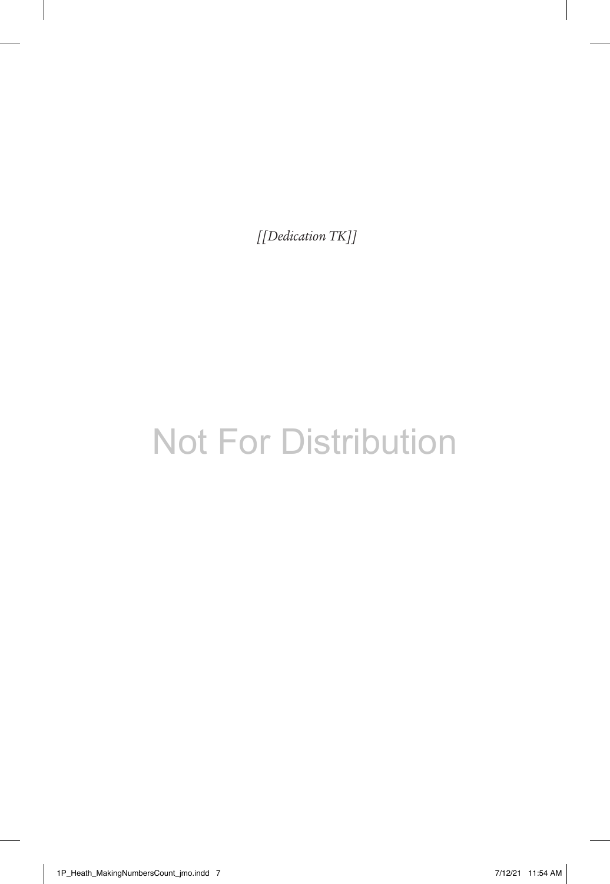*[[Dedication TK]]*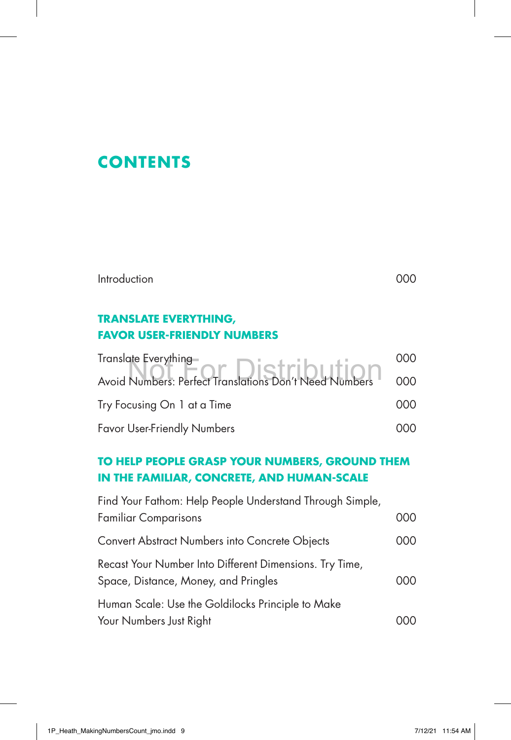# CONTENTS

Introduction 000

## TRANSLATE EVERYTHING, FAVOR USER-FRIENDLY NUMBERS

Translate Everything 000

Avoid Numbers: Perfect Translations Don't Need Numbers 000

Try Focusing On 1 at a Time 000

Favor User-Friendly Numbers 000

## TO HELP PEOPLE GRASP YOUR NUMBERS, GROUND THEM IN THE FAMILIAR, CONCRETE, AND HUMAN-SCALE

Find Your Fathom: Help People Understand Through Simple, Familiar Comparisons 000

Convert Abstract Numbers into Concrete Objects 000

Recast Your Number Into Different Dimensions. Try Time, Space, Distance, Money, and Pringles 000

Human Scale: Use the Goldilocks Principle to Make Your Numbers Just Right 000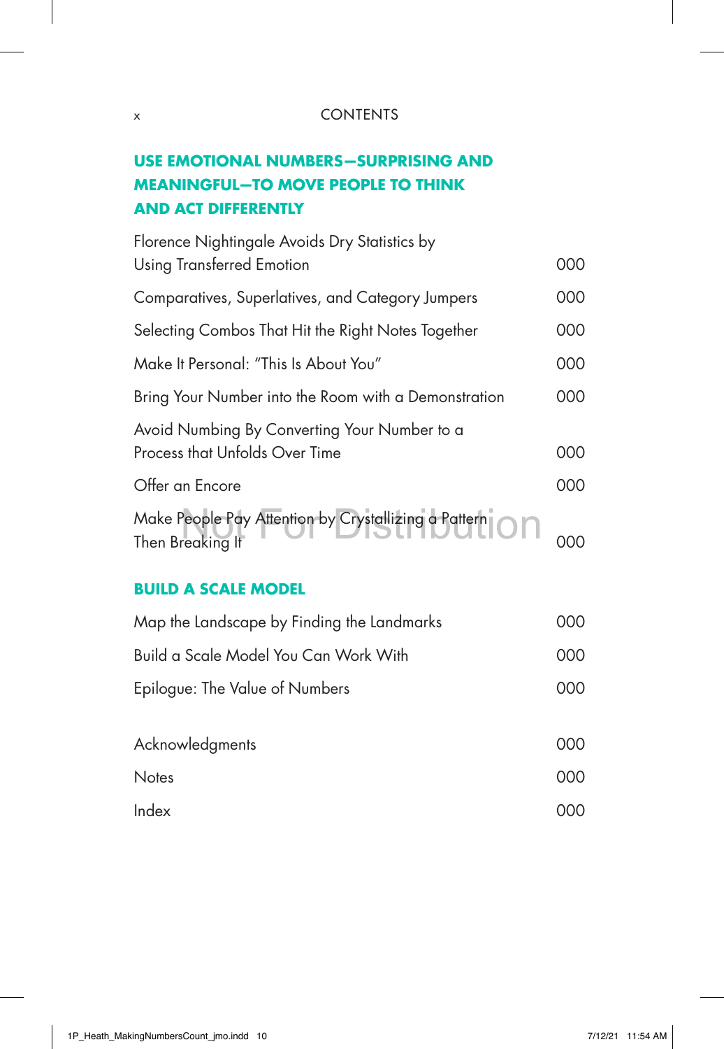## USE EMOTIONAL NUMBERS—SURPRISING AND MEANINGFUL—TO MOVE PEOPLE TO THINK AND ACT DIFFERENTLY

| | |
|---|---|
| Florence Nightingale Avoids Dry Statistics by Using Transferred Emotion | 000 |
| Comparatives, Superlatives, and Category Jumpers | 000 |
| Selecting Combos That Hit the Right Notes Together | 000 |
| Make It Personal: "This Is About You" | 000 |
| Bring Your Number into the Room with a Demonstration | 000 |
| Avoid Numbing By Converting Your Number to a Process that Unfolds Over Time | 000 |
| Offer an Encore | 000 |
| Make People Pay Attention by Crystallizing a Pattern Then Breaking It | 000 |

## BUILD A SCALE MODEL

| | |
|---|---|
| Map the Landscape by Finding the Landmarks | 000 |
| Build a Scale Model You Can Work With | 000 |
| Epilogue: The Value of Numbers | 000 |
| Acknowledgments | 000 |
| Notes | 000 |
| Index | 000 |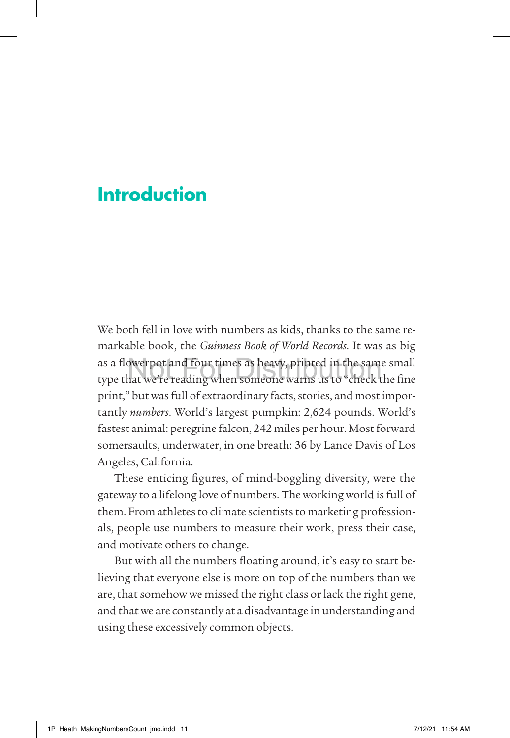# Introduction

We both fell in love with numbers as kids, thanks to the same remarkable book, the *Guinness Book of World Records*. It was as big as a flowerpot and four times as heavy, printed in the same small type that we're reading when someone warns us to "check the fine print," but was full of extraordinary facts, stories, and most importantly *numbers*. World's largest pumpkin: 2,624 pounds. World's fastest animal: peregrine falcon, 242 miles per hour. Most forward somersaults, underwater, in one breath: 36 by Lance Davis of Los Angeles, California.

These enticing figures, of mind-boggling diversity, were the gateway to a lifelong love of numbers. The working world is full of them. From athletes to climate scientists to marketing professionals, people use numbers to measure their work, press their case, and motivate others to change.

But with all the numbers floating around, it's easy to start believing that everyone else is more on top of the numbers than we are, that somehow we missed the right class or lack the right gene, and that we are constantly at a disadvantage in understanding and using these excessively common objects.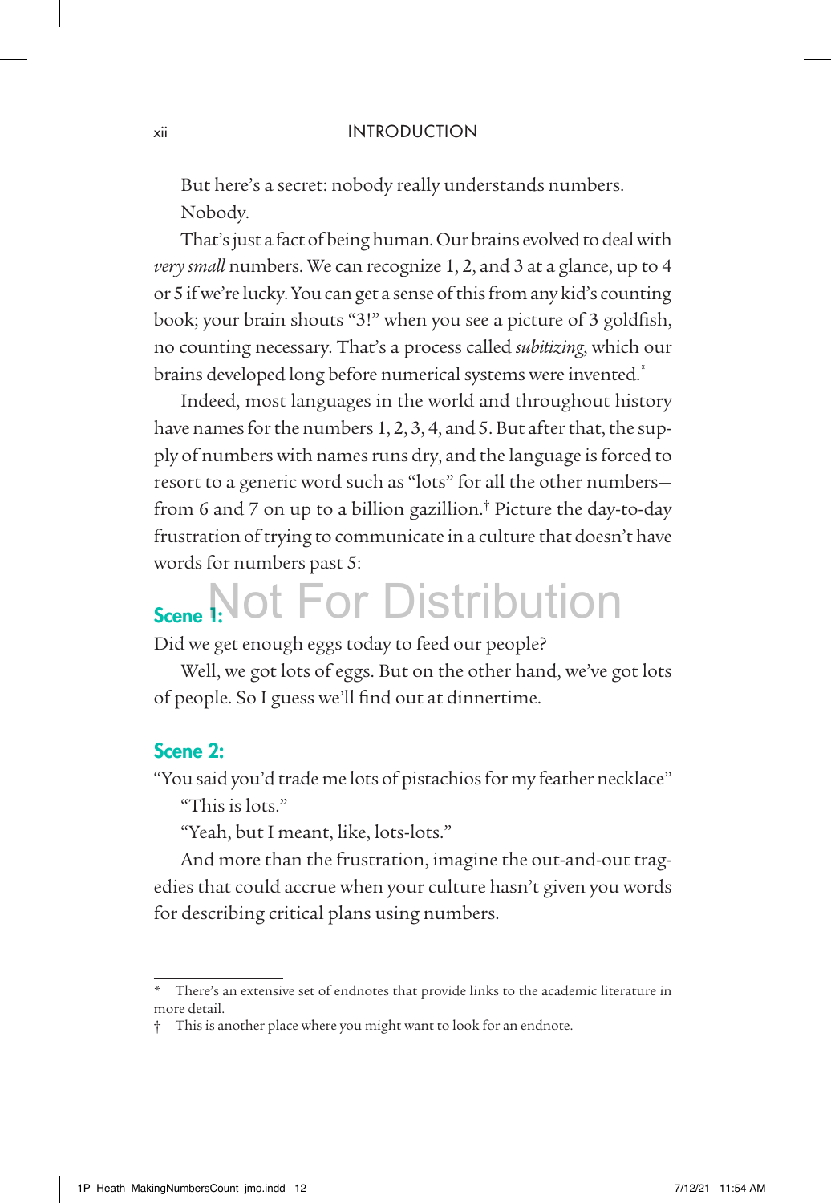But here's a secret: nobody really understands numbers. Nobody.

That's just a fact of being human. Our brains evolved to deal with *very small* numbers. We can recognize 1, 2, and 3 at a glance, up to 4 or 5 if we're lucky. You can get a sense of this from any kid's counting book; your brain shouts "3!" when you see a picture of 3 goldfish, no counting necessary. That's a process called *subitizing*, which our brains developed long before numerical systems were invented.*

Indeed, most languages in the world and throughout history have names for the numbers 1, 2, 3, 4, and 5. But after that, the supply of numbers with names runs dry, and the language is forced to resort to a generic word such as "lots" for all the other numbers—from 6 and 7 on up to a billion gazillion.† Picture the day-to-day frustration of trying to communicate in a culture that doesn't have words for numbers past 5:

**Scene 1:**

Did we get enough eggs today to feed our people?

Well, we got lots of eggs. But on the other hand, we've got lots of people. So I guess we'll find out at dinnertime.

**Scene 2:**

"You said you'd trade me lots of pistachios for my feather necklace"

"This is lots."

"Yeah, but I meant, like, lots-lots."

And more than the frustration, imagine the out-and-out tragedies that could accrue when your culture hasn't given you words for describing critical plans using numbers.

---

\* There's an extensive set of endnotes that provide links to the academic literature in more detail.

† This is another place where you might want to look for an endnote.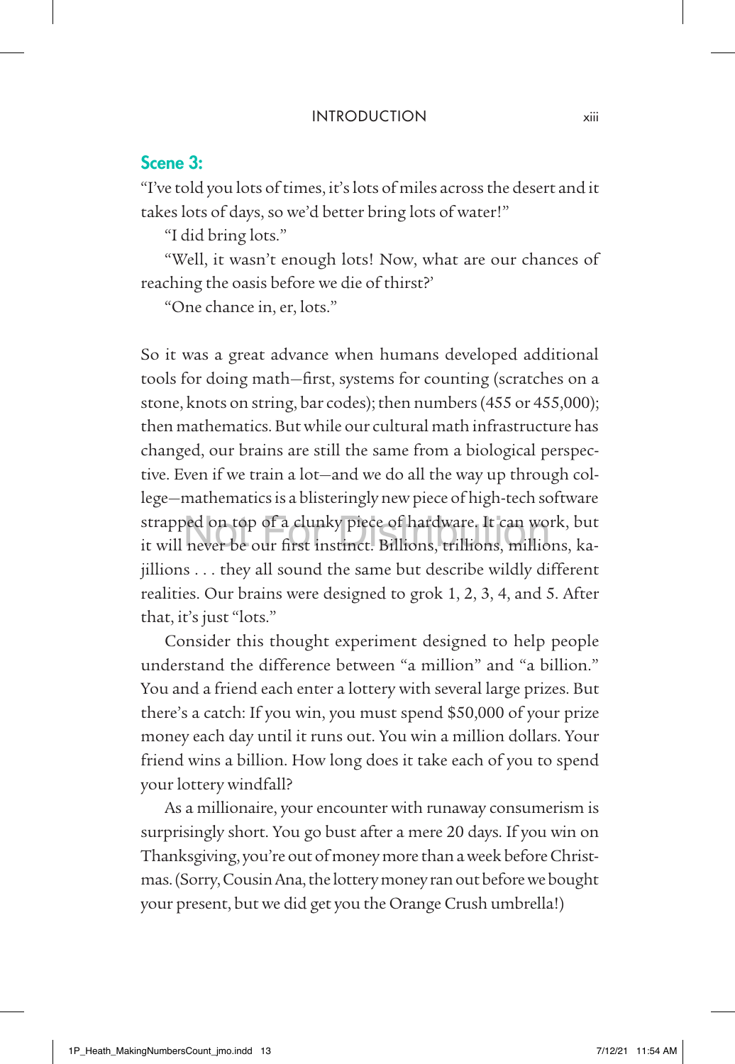**Scene 3:**

"I've told you lots of times, it's lots of miles across the desert and it takes lots of days, so we'd better bring lots of water!"

"I did bring lots."

"Well, it wasn't enough lots! Now, what are our chances of reaching the oasis before we die of thirst?'

"One chance in, er, lots."

So it was a great advance when humans developed additional tools for doing math—first, systems for counting (scratches on a stone, knots on string, bar codes); then numbers (455 or 455,000); then mathematics. But while our cultural math infrastructure has changed, our brains are still the same from a biological perspective. Even if we train a lot—and we do all the way up through college—mathematics is a blisteringly new piece of high-tech software strapped on top of a clunky piece of hardware. It can work, but it will never be our first instinct. Billions, trillions, millions, kajillions . . . they all sound the same but describe wildly different realities. Our brains were designed to grok 1, 2, 3, 4, and 5. After that, it's just "lots."

Consider this thought experiment designed to help people understand the difference between "a million" and "a billion." You and a friend each enter a lottery with several large prizes. But there's a catch: If you win, you must spend $50,000 of your prize money each day until it runs out. You win a million dollars. Your friend wins a billion. How long does it take each of you to spend your lottery windfall?

As a millionaire, your encounter with runaway consumerism is surprisingly short. You go bust after a mere 20 days. If you win on Thanksgiving, you're out of money more than a week before Christmas. (Sorry, Cousin Ana, the lottery money ran out before we bought your present, but we did get you the Orange Crush umbrella!)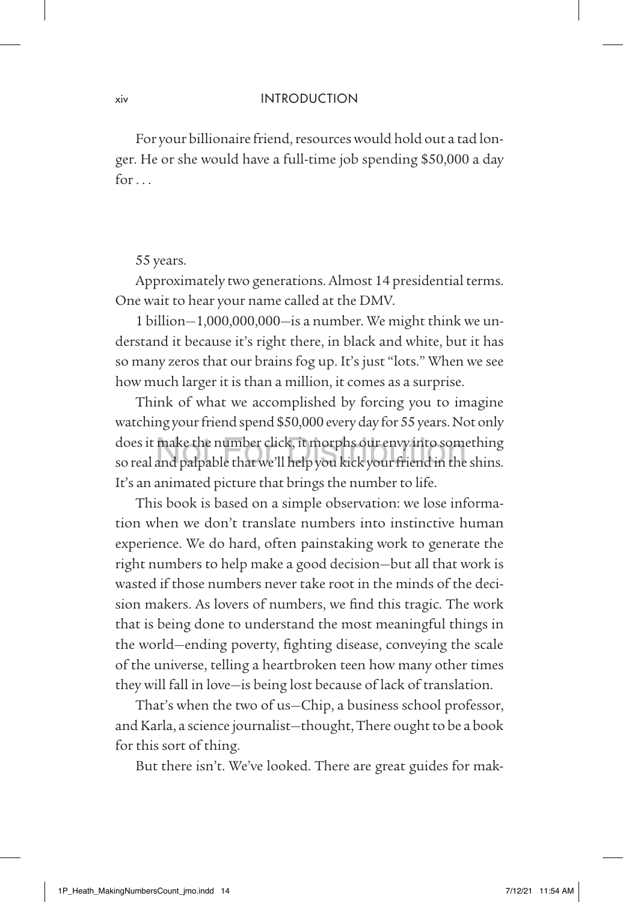For your billionaire friend, resources would hold out a tad longer. He or she would have a full-time job spending $50,000 a day for . . .

55 years.

Approximately two generations. Almost 14 presidential terms. One wait to hear your name called at the DMV.

1 billion—1,000,000,000—is a number. We might think we understand it because it's right there, in black and white, but it has so many zeros that our brains fog up. It's just "lots." When we see how much larger it is than a million, it comes as a surprise.

Think of what we accomplished by forcing you to imagine watching your friend spend $50,000 every day for 55 years. Not only does it make the number click, it morphs our envy into something so real and palpable that we'll help you kick your friend in the shins. It's an animated picture that brings the number to life.

This book is based on a simple observation: we lose information when we don't translate numbers into instinctive human experience. We do hard, often painstaking work to generate the right numbers to help make a good decision—but all that work is wasted if those numbers never take root in the minds of the decision makers. As lovers of numbers, we find this tragic. The work that is being done to understand the most meaningful things in the world—ending poverty, fighting disease, conveying the scale of the universe, telling a heartbroken teen how many other times they will fall in love—is being lost because of lack of translation.

That's when the two of us—Chip, a business school professor, and Karla, a science journalist—thought, There ought to be a book for this sort of thing.

But there isn't. We've looked. There are great guides for mak-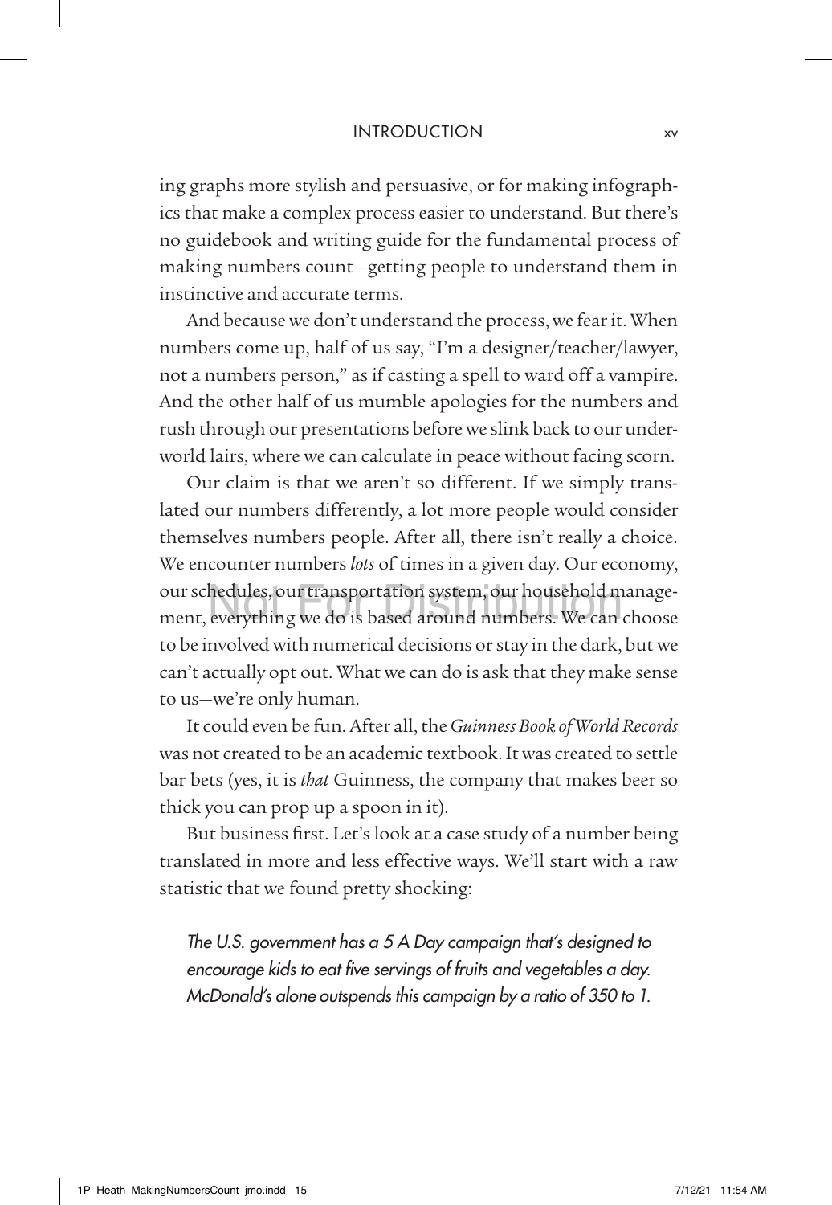ing graphs more stylish and persuasive, or for making infographics that make a complex process easier to understand. But there's no guidebook and writing guide for the fundamental process of making numbers count—getting people to understand them in instinctive and accurate terms.

And because we don't understand the process, we fear it. When numbers come up, half of us say, "I'm a designer/teacher/lawyer, not a numbers person," as if casting a spell to ward off a vampire. And the other half of us mumble apologies for the numbers and rush through our presentations before we slink back to our underworld lairs, where we can calculate in peace without facing scorn.

Our claim is that we aren't so different. If we simply translated our numbers differently, a lot more people would consider themselves numbers people. After all, there isn't really a choice. We encounter numbers *lots* of times in a given day. Our economy, our schedules, our transportation system, our household management, everything we do is based around numbers. We can choose to be involved with numerical decisions or stay in the dark, but we can't actually opt out. What we can do is ask that they make sense to us—we're only human.

It could even be fun. After all, the *Guinness Book of World Records* was not created to be an academic textbook. It was created to settle bar bets (yes, it is *that* Guinness, the company that makes beer so thick you can prop up a spoon in it).

But business first. Let's look at a case study of a number being translated in more and less effective ways. We'll start with a raw statistic that we found pretty shocking:

*The U.S. government has a 5 A Day campaign that's designed to encourage kids to eat five servings of fruits and vegetables a day. McDonald's alone outspends this campaign by a ratio of 350 to 1.*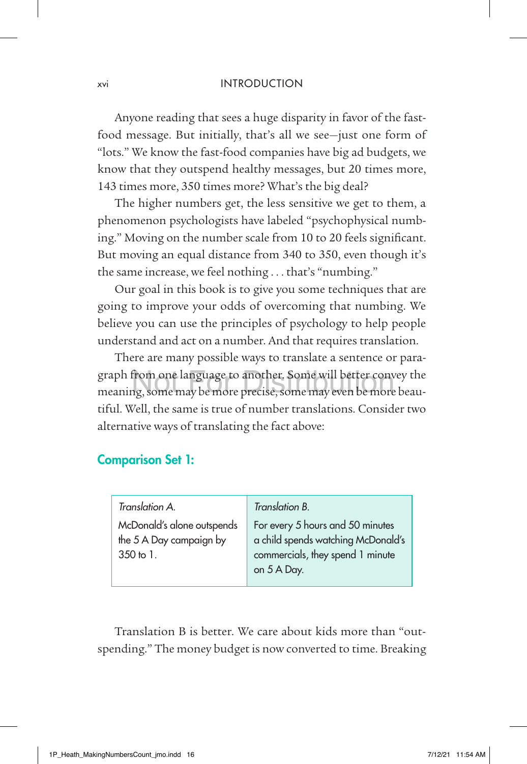Anyone reading that sees a huge disparity in favor of the fast-food message. But initially, that's all we see—just one form of "lots." We know the fast-food companies have big ad budgets, we know that they outspend healthy messages, but 20 times more, 143 times more, 350 times more? What's the big deal?

The higher numbers get, the less sensitive we get to them, a phenomenon psychologists have labeled "psychophysical numbing." Moving on the number scale from 10 to 20 feels significant. But moving an equal distance from 340 to 350, even though it's the same increase, we feel nothing . . . that's "numbing."

Our goal in this book is to give you some techniques that are going to improve your odds of overcoming that numbing. We believe you can use the principles of psychology to help people understand and act on a number. And that requires translation.

There are many possible ways to translate a sentence or paragraph from one language to another. Some will better convey the meaning, some may be more precise, some may even be more beautiful. Well, the same is true of number translations. Consider two alternative ways of translating the fact above:

### Comparison Set 1:

| *Translation A.* | *Translation B.* |
|---|---|
| McDonald's alone outspends the 5 A Day campaign by 350 to 1. | For every 5 hours and 50 minutes a child spends watching McDonald's commercials, they spend 1 minute on 5 A Day. |

Translation B is better. We care about kids more than "outspending." The money budget is now converted to time. Breaking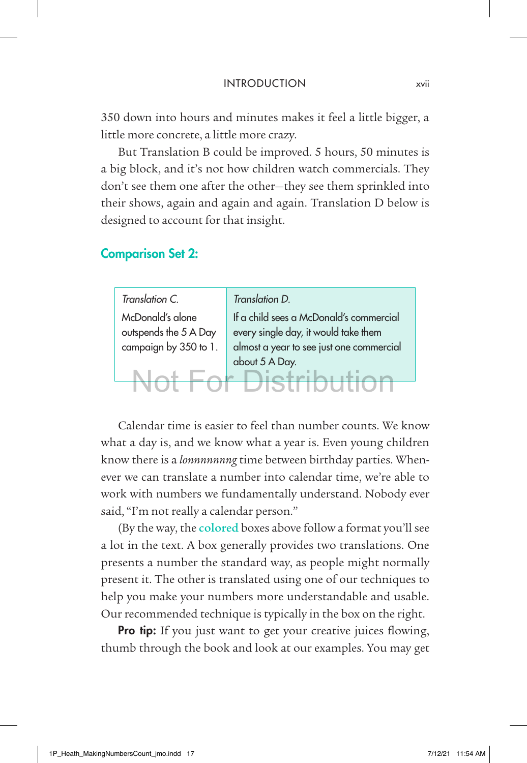350 down into hours and minutes makes it feel a little bigger, a little more concrete, a little more crazy.

But Translation B could be improved. 5 hours, 50 minutes is a big block, and it's not how children watch commercials. They don't see them one after the other—they see them sprinkled into their shows, again and again and again. Translation D below is designed to account for that insight.

### Comparison Set 2:

| *Translation C.* | *Translation D.* |
| --- | --- |
| McDonald's alone outspends the 5 A Day campaign by 350 to 1. | If a child sees a McDonald's commercial every single day, it would take them almost a year to see just one commercial about 5 A Day. |

Not For Distribution

Calendar time is easier to feel than number counts. We know what a day is, and we know what a year is. Even young children know there is a *lonnnnnnng* time between birthday parties. Whenever we can translate a number into calendar time, we're able to work with numbers we fundamentally understand. Nobody ever said, "I'm not really a calendar person."

(By the way, the colored boxes above follow a format you'll see a lot in the text. A box generally provides two translations. One presents a number the standard way, as people might normally present it. The other is translated using one of our techniques to help you make your numbers more understandable and usable. Our recommended technique is typically in the box on the right.

**Pro tip:** If you just want to get your creative juices flowing, thumb through the book and look at our examples. You may get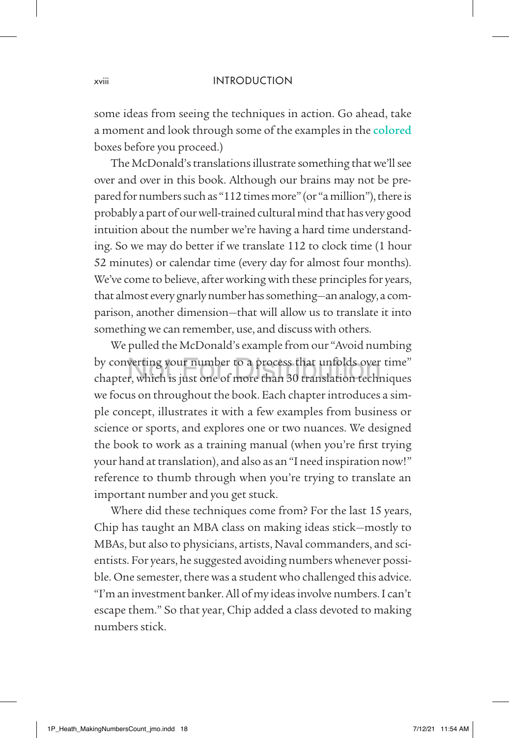some ideas from seeing the techniques in action. Go ahead, take a moment and look through some of the examples in the colored boxes before you proceed.)

The McDonald's translations illustrate something that we'll see over and over in this book. Although our brains may not be prepared for numbers such as "112 times more" (or "a million"), there is probably a part of our well-trained cultural mind that has very good intuition about the number we're having a hard time understanding. So we may do better if we translate 112 to clock time (1 hour 52 minutes) or calendar time (every day for almost four months). We've come to believe, after working with these principles for years, that almost every gnarly number has something—an analogy, a comparison, another dimension—that will allow us to translate it into something we can remember, use, and discuss with others.

We pulled the McDonald's example from our "Avoid numbing by converting your number to a process that unfolds over time" chapter, which is just one of more than 30 translation techniques we focus on throughout the book. Each chapter introduces a simple concept, illustrates it with a few examples from business or science or sports, and explores one or two nuances. We designed the book to work as a training manual (when you're first trying your hand at translation), and also as an "I need inspiration now!" reference to thumb through when you're trying to translate an important number and you get stuck.

Where did these techniques come from? For the last 15 years, Chip has taught an MBA class on making ideas stick—mostly to MBAs, but also to physicians, artists, Naval commanders, and scientists. For years, he suggested avoiding numbers whenever possible. One semester, there was a student who challenged this advice. "I'm an investment banker. All of my ideas involve numbers. I can't escape them." So that year, Chip added a class devoted to making numbers stick.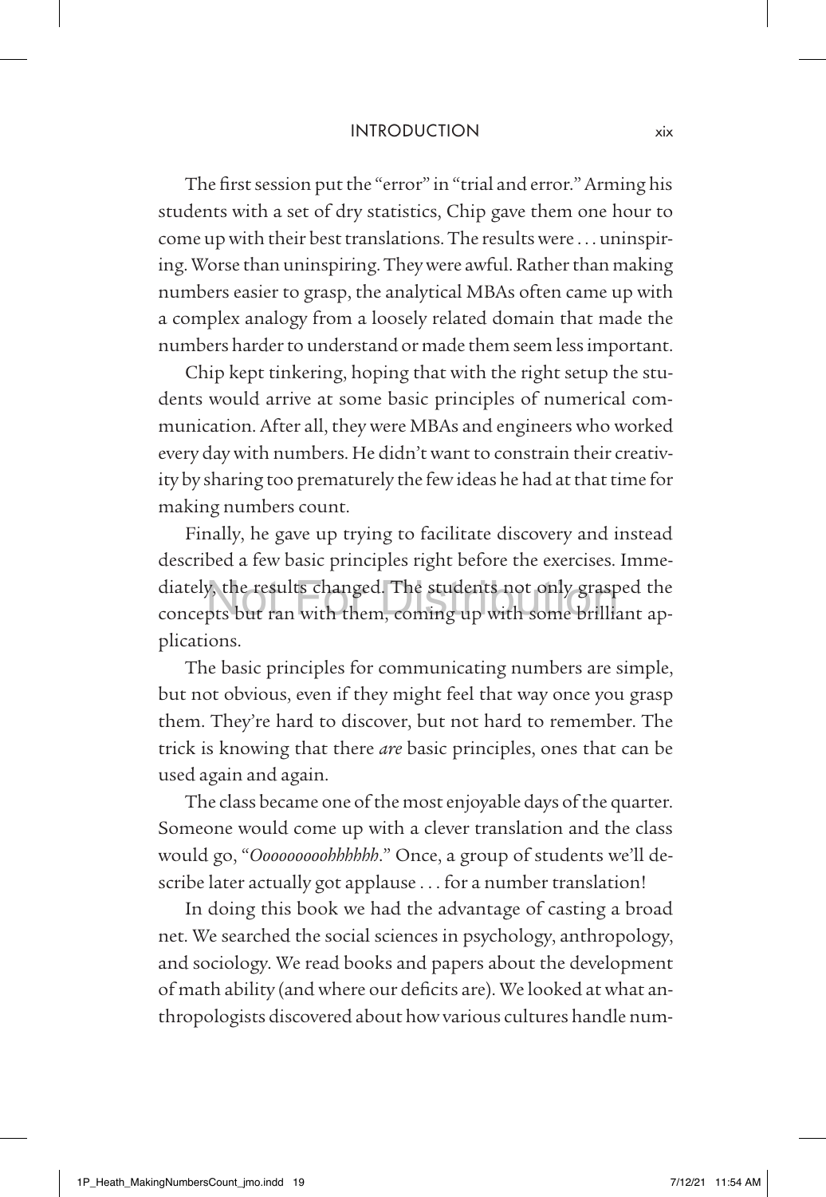The first session put the "error" in "trial and error." Arming his students with a set of dry statistics, Chip gave them one hour to come up with their best translations. The results were . . . uninspiring. Worse than uninspiring. They were awful. Rather than making numbers easier to grasp, the analytical MBAs often came up with a complex analogy from a loosely related domain that made the numbers harder to understand or made them seem less important.

Chip kept tinkering, hoping that with the right setup the students would arrive at some basic principles of numerical communication. After all, they were MBAs and engineers who worked every day with numbers. He didn't want to constrain their creativity by sharing too prematurely the few ideas he had at that time for making numbers count.

Finally, he gave up trying to facilitate discovery and instead described a few basic principles right before the exercises. Immediately, the results changed. The students not only grasped the concepts but ran with them, coming up with some brilliant applications.

The basic principles for communicating numbers are simple, but not obvious, even if they might feel that way once you grasp them. They're hard to discover, but not hard to remember. The trick is knowing that there *are* basic principles, ones that can be used again and again.

The class became one of the most enjoyable days of the quarter. Someone would come up with a clever translation and the class would go, "*Oooooooooohhhhhh*." Once, a group of students we'll describe later actually got applause . . . for a number translation!

In doing this book we had the advantage of casting a broad net. We searched the social sciences in psychology, anthropology, and sociology. We read books and papers about the development of math ability (and where our deficits are). We looked at what anthropologists discovered about how various cultures handle num-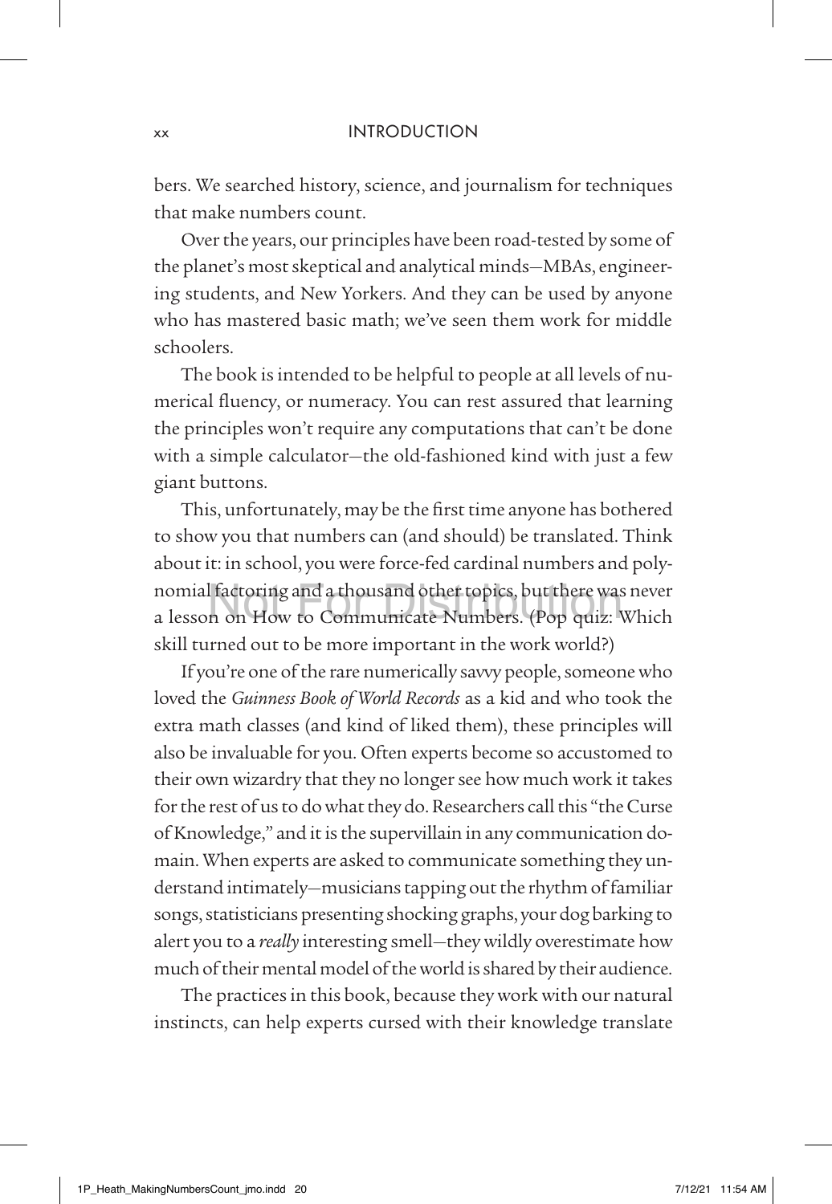bers. We searched history, science, and journalism for techniques that make numbers count.

Over the years, our principles have been road-tested by some of the planet's most skeptical and analytical minds—MBAs, engineering students, and New Yorkers. And they can be used by anyone who has mastered basic math; we've seen them work for middle schoolers.

The book is intended to be helpful to people at all levels of numerical fluency, or numeracy. You can rest assured that learning the principles won't require any computations that can't be done with a simple calculator—the old-fashioned kind with just a few giant buttons.

This, unfortunately, may be the first time anyone has bothered to show you that numbers can (and should) be translated. Think about it: in school, you were force-fed cardinal numbers and polynomial factoring and a thousand other topics, but there was never a lesson on How to Communicate Numbers. (Pop quiz: Which skill turned out to be more important in the work world?)

If you're one of the rare numerically savvy people, someone who loved the *Guinness Book of World Records* as a kid and who took the extra math classes (and kind of liked them), these principles will also be invaluable for you. Often experts become so accustomed to their own wizardry that they no longer see how much work it takes for the rest of us to do what they do. Researchers call this "the Curse of Knowledge," and it is the supervillain in any communication domain. When experts are asked to communicate something they understand intimately—musicians tapping out the rhythm of familiar songs, statisticians presenting shocking graphs, your dog barking to alert you to a *really* interesting smell—they wildly overestimate how much of their mental model of the world is shared by their audience.

The practices in this book, because they work with our natural instincts, can help experts cursed with their knowledge translate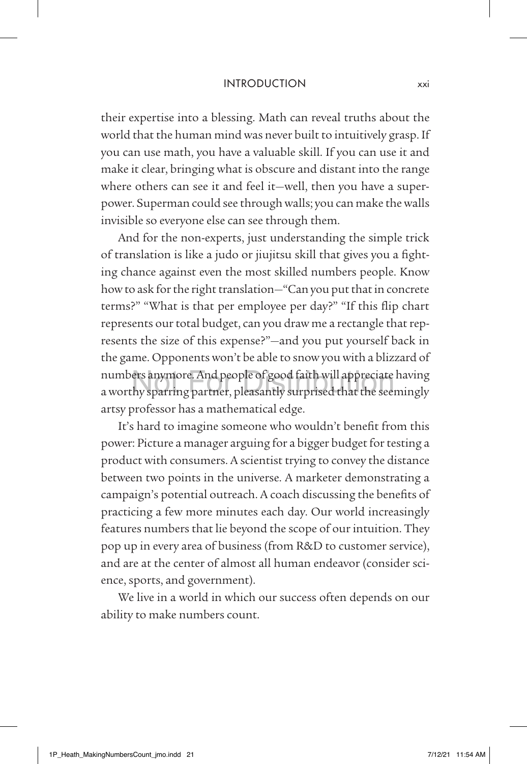their expertise into a blessing. Math can reveal truths about the world that the human mind was never built to intuitively grasp. If you can use math, you have a valuable skill. If you can use it and make it clear, bringing what is obscure and distant into the range where others can see it and feel it—well, then you have a superpower. Superman could see through walls; you can make the walls invisible so everyone else can see through them.

And for the non-experts, just understanding the simple trick of translation is like a judo or jiujitsu skill that gives you a fighting chance against even the most skilled numbers people. Know how to ask for the right translation—"Can you put that in concrete terms?" "What is that per employee per day?" "If this flip chart represents our total budget, can you draw me a rectangle that represents the size of this expense?"—and you put yourself back in the game. Opponents won't be able to snow you with a blizzard of numbers anymore. And people of good faith will appreciate having a worthy sparring partner, pleasantly surprised that the seemingly artsy professor has a mathematical edge.

It's hard to imagine someone who wouldn't benefit from this power: Picture a manager arguing for a bigger budget for testing a product with consumers. A scientist trying to convey the distance between two points in the universe. A marketer demonstrating a campaign's potential outreach. A coach discussing the benefits of practicing a few more minutes each day. Our world increasingly features numbers that lie beyond the scope of our intuition. They pop up in every area of business (from R&D to customer service), and are at the center of almost all human endeavor (consider science, sports, and government).

We live in a world in which our success often depends on our ability to make numbers count.